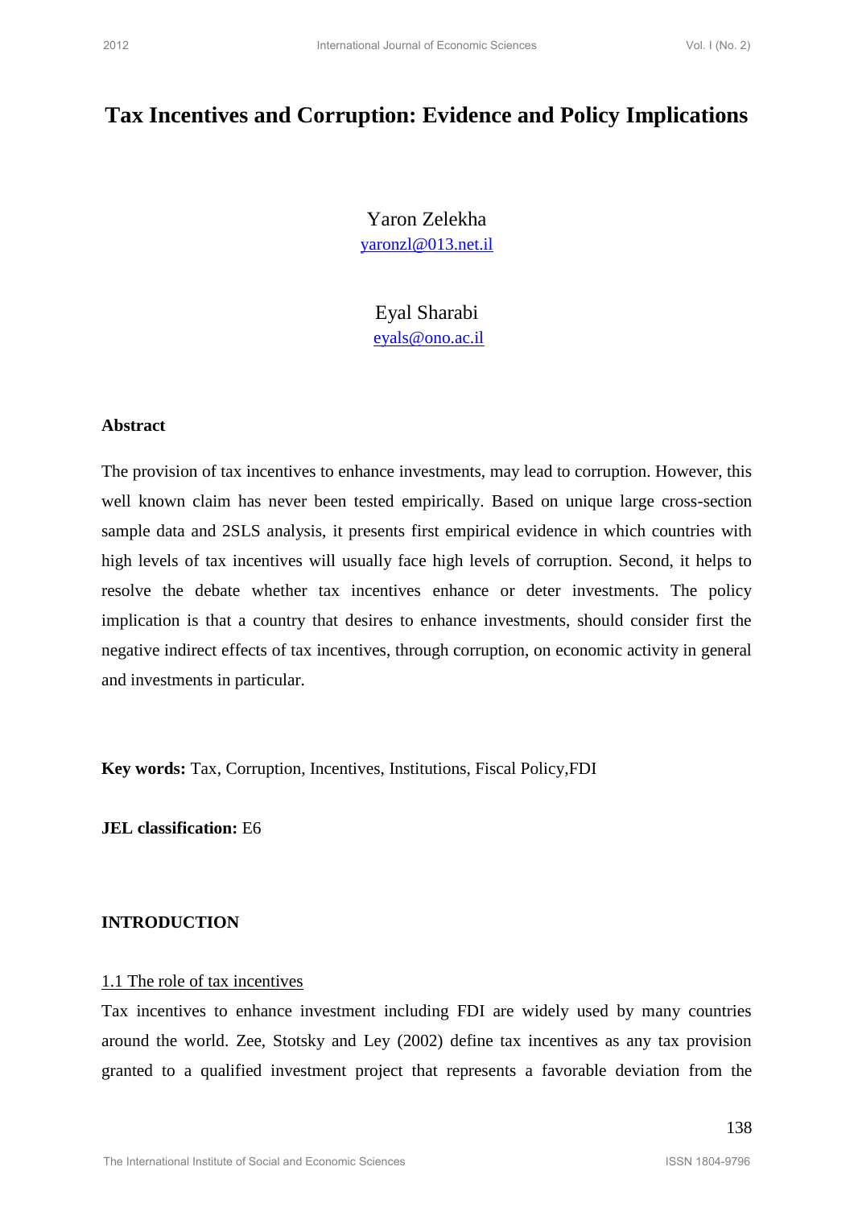# Tax Incentives and Corruption: Evidence and Policy Implications

Yaron Zelekha
yaronzl@013.net.il

Eyal Sharabi
eyals@ono.ac.il

### Abstract

The provision of tax incentives to enhance investments, may lead to corruption. However, this well known claim has never been tested empirically. Based on unique large cross-section sample data and 2SLS analysis, it presents first empirical evidence in which countries with high levels of tax incentives will usually face high levels of corruption. Second, it helps to resolve the debate whether tax incentives enhance or deter investments. The policy implication is that a country that desires to enhance investments, should consider first the negative indirect effects of tax incentives, through corruption, on economic activity in general and investments in particular.

**Key words:** Tax, Corruption, Incentives, Institutions, Fiscal Policy,FDI

**JEL classification:** E6

## INTRODUCTION

### 1.1 The role of tax incentives

Tax incentives to enhance investment including FDI are widely used by many countries around the world. Zee, Stotsky and Ley (2002) define tax incentives as any tax provision granted to a qualified investment project that represents a favorable deviation from the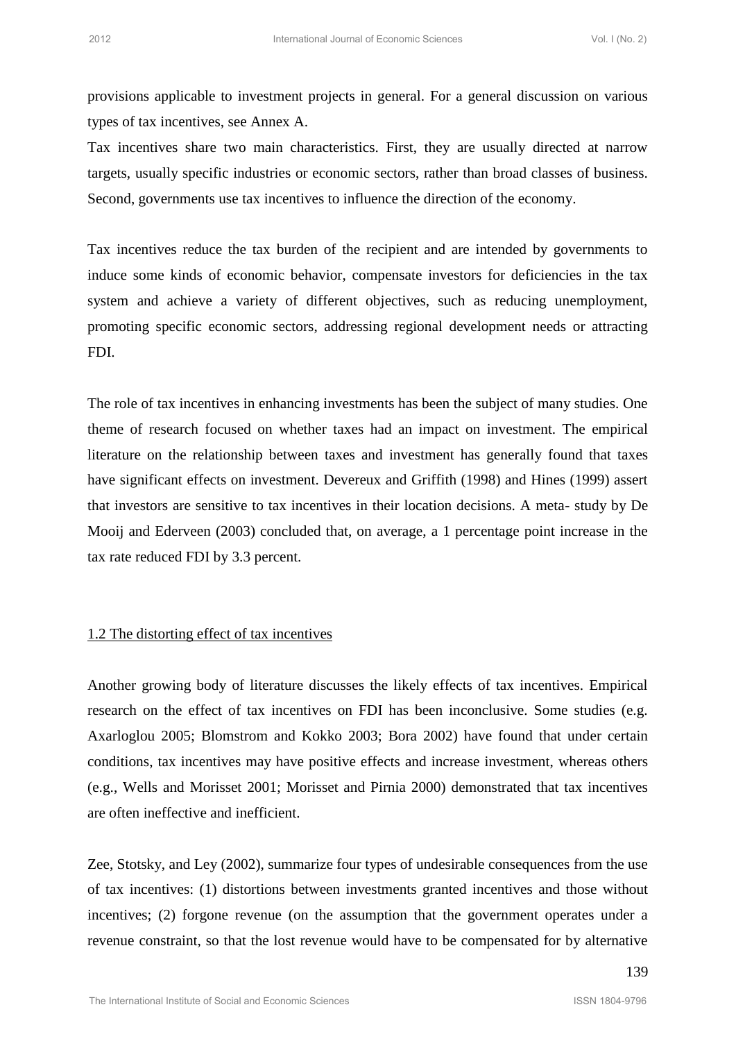provisions applicable to investment projects in general. For a general discussion on various types of tax incentives, see Annex A.

Tax incentives share two main characteristics. First, they are usually directed at narrow targets, usually specific industries or economic sectors, rather than broad classes of business. Second, governments use tax incentives to influence the direction of the economy.

Tax incentives reduce the tax burden of the recipient and are intended by governments to induce some kinds of economic behavior, compensate investors for deficiencies in the tax system and achieve a variety of different objectives, such as reducing unemployment, promoting specific economic sectors, addressing regional development needs or attracting FDI.

The role of tax incentives in enhancing investments has been the subject of many studies. One theme of research focused on whether taxes had an impact on investment. The empirical literature on the relationship between taxes and investment has generally found that taxes have significant effects on investment. Devereux and Griffith (1998) and Hines (1999) assert that investors are sensitive to tax incentives in their location decisions. A meta- study by De Mooij and Ederveen (2003) concluded that, on average, a 1 percentage point increase in the tax rate reduced FDI by 3.3 percent.

### 1.2 The distorting effect of tax incentives

Another growing body of literature discusses the likely effects of tax incentives. Empirical research on the effect of tax incentives on FDI has been inconclusive. Some studies (e.g. Axarloglou 2005; Blomstrom and Kokko 2003; Bora 2002) have found that under certain conditions, tax incentives may have positive effects and increase investment, whereas others (e.g., Wells and Morisset 2001; Morisset and Pirnia 2000) demonstrated that tax incentives are often ineffective and inefficient.

Zee, Stotsky, and Ley (2002), summarize four types of undesirable consequences from the use of tax incentives: (1) distortions between investments granted incentives and those without incentives; (2) forgone revenue (on the assumption that the government operates under a revenue constraint, so that the lost revenue would have to be compensated for by alternative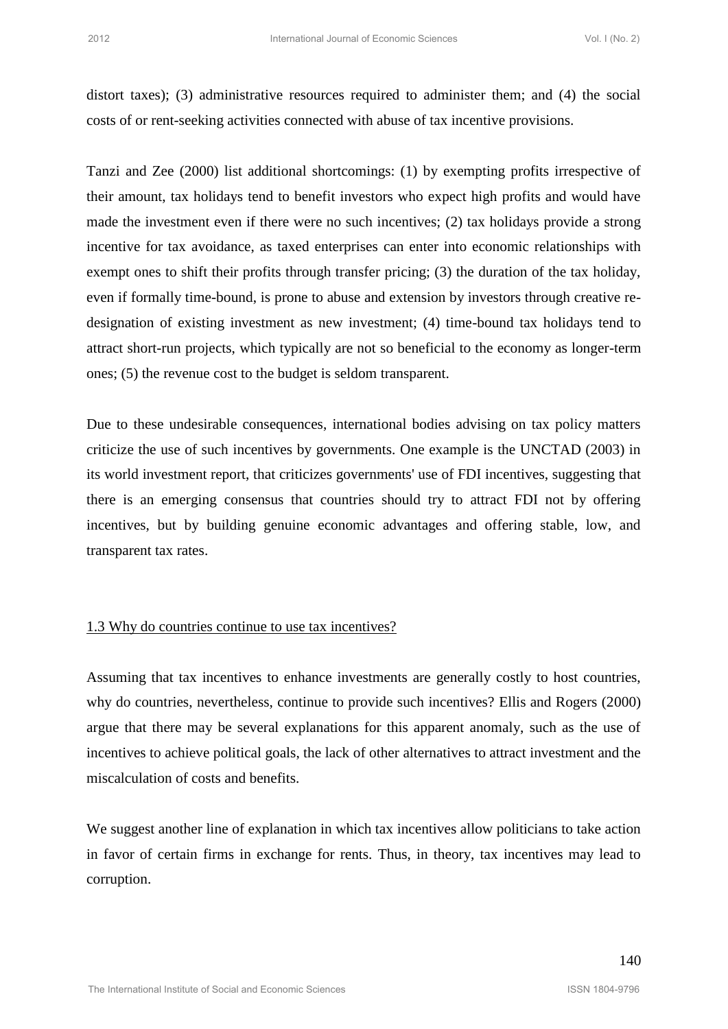distort taxes); (3) administrative resources required to administer them; and (4) the social costs of or rent-seeking activities connected with abuse of tax incentive provisions.

Tanzi and Zee (2000) list additional shortcomings: (1) by exempting profits irrespective of their amount, tax holidays tend to benefit investors who expect high profits and would have made the investment even if there were no such incentives; (2) tax holidays provide a strong incentive for tax avoidance, as taxed enterprises can enter into economic relationships with exempt ones to shift their profits through transfer pricing; (3) the duration of the tax holiday, even if formally time-bound, is prone to abuse and extension by investors through creative re-designation of existing investment as new investment; (4) time-bound tax holidays tend to attract short-run projects, which typically are not so beneficial to the economy as longer-term ones; (5) the revenue cost to the budget is seldom transparent.

Due to these undesirable consequences, international bodies advising on tax policy matters criticize the use of such incentives by governments. One example is the UNCTAD (2003) in its world investment report, that criticizes governments' use of FDI incentives, suggesting that there is an emerging consensus that countries should try to attract FDI not by offering incentives, but by building genuine economic advantages and offering stable, low, and transparent tax rates.

### 1.3 Why do countries continue to use tax incentives?

Assuming that tax incentives to enhance investments are generally costly to host countries, why do countries, nevertheless, continue to provide such incentives? Ellis and Rogers (2000) argue that there may be several explanations for this apparent anomaly, such as the use of incentives to achieve political goals, the lack of other alternatives to attract investment and the miscalculation of costs and benefits.

We suggest another line of explanation in which tax incentives allow politicians to take action in favor of certain firms in exchange for rents. Thus, in theory, tax incentives may lead to corruption.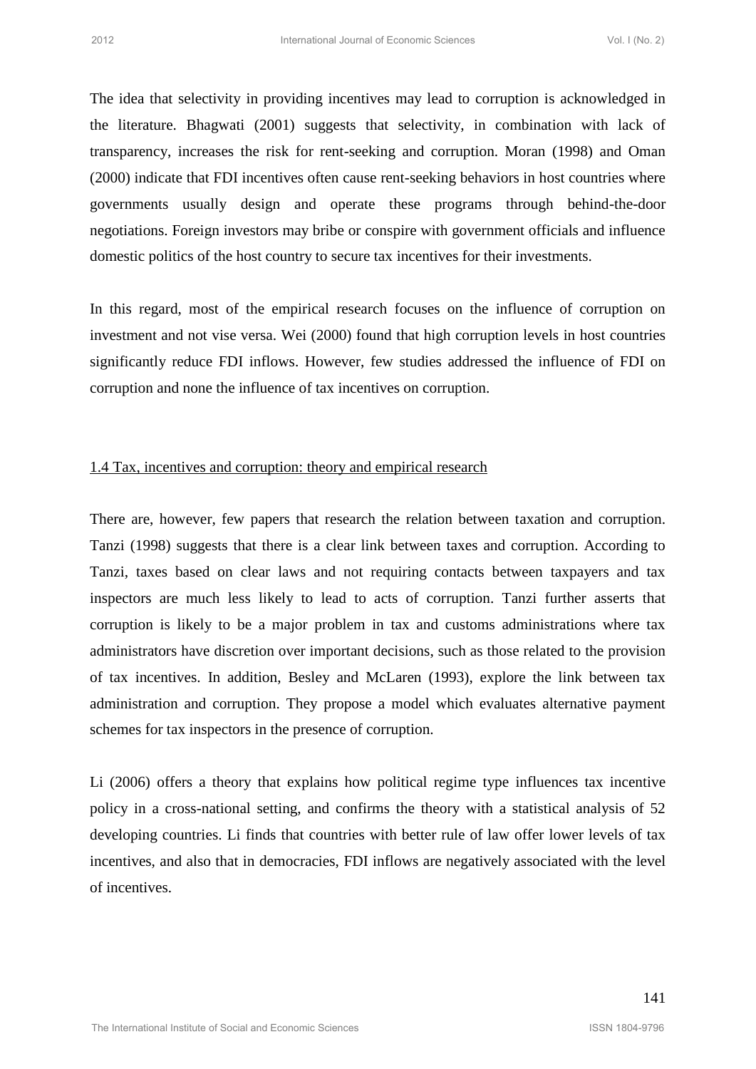The idea that selectivity in providing incentives may lead to corruption is acknowledged in the literature. Bhagwati (2001) suggests that selectivity, in combination with lack of transparency, increases the risk for rent-seeking and corruption. Moran (1998) and Oman (2000) indicate that FDI incentives often cause rent-seeking behaviors in host countries where governments usually design and operate these programs through behind-the-door negotiations. Foreign investors may bribe or conspire with government officials and influence domestic politics of the host country to secure tax incentives for their investments.

In this regard, most of the empirical research focuses on the influence of corruption on investment and not vise versa. Wei (2000) found that high corruption levels in host countries significantly reduce FDI inflows. However, few studies addressed the influence of FDI on corruption and none the influence of tax incentives on corruption.

## 1.4 Tax, incentives and corruption: theory and empirical research

There are, however, few papers that research the relation between taxation and corruption. Tanzi (1998) suggests that there is a clear link between taxes and corruption. According to Tanzi, taxes based on clear laws and not requiring contacts between taxpayers and tax inspectors are much less likely to lead to acts of corruption. Tanzi further asserts that corruption is likely to be a major problem in tax and customs administrations where tax administrators have discretion over important decisions, such as those related to the provision of tax incentives. In addition, Besley and McLaren (1993), explore the link between tax administration and corruption. They propose a model which evaluates alternative payment schemes for tax inspectors in the presence of corruption.

Li (2006) offers a theory that explains how political regime type influences tax incentive policy in a cross-national setting, and confirms the theory with a statistical analysis of 52 developing countries. Li finds that countries with better rule of law offer lower levels of tax incentives, and also that in democracies, FDI inflows are negatively associated with the level of incentives.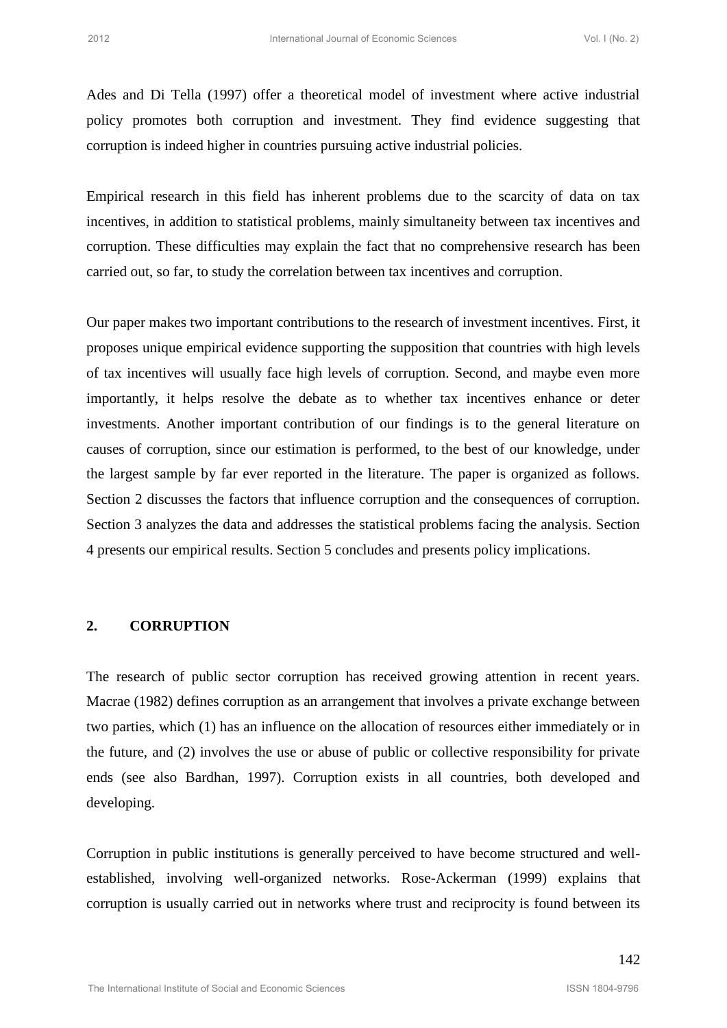Ades and Di Tella (1997) offer a theoretical model of investment where active industrial policy promotes both corruption and investment. They find evidence suggesting that corruption is indeed higher in countries pursuing active industrial policies.

Empirical research in this field has inherent problems due to the scarcity of data on tax incentives, in addition to statistical problems, mainly simultaneity between tax incentives and corruption. These difficulties may explain the fact that no comprehensive research has been carried out, so far, to study the correlation between tax incentives and corruption.

Our paper makes two important contributions to the research of investment incentives. First, it proposes unique empirical evidence supporting the supposition that countries with high levels of tax incentives will usually face high levels of corruption. Second, and maybe even more importantly, it helps resolve the debate as to whether tax incentives enhance or deter investments. Another important contribution of our findings is to the general literature on causes of corruption, since our estimation is performed, to the best of our knowledge, under the largest sample by far ever reported in the literature. The paper is organized as follows. Section 2 discusses the factors that influence corruption and the consequences of corruption. Section 3 analyzes the data and addresses the statistical problems facing the analysis. Section 4 presents our empirical results. Section 5 concludes and presents policy implications.

## 2. CORRUPTION

The research of public sector corruption has received growing attention in recent years. Macrae (1982) defines corruption as an arrangement that involves a private exchange between two parties, which (1) has an influence on the allocation of resources either immediately or in the future, and (2) involves the use or abuse of public or collective responsibility for private ends (see also Bardhan, 1997). Corruption exists in all countries, both developed and developing.

Corruption in public institutions is generally perceived to have become structured and well-established, involving well-organized networks. Rose-Ackerman (1999) explains that corruption is usually carried out in networks where trust and reciprocity is found between its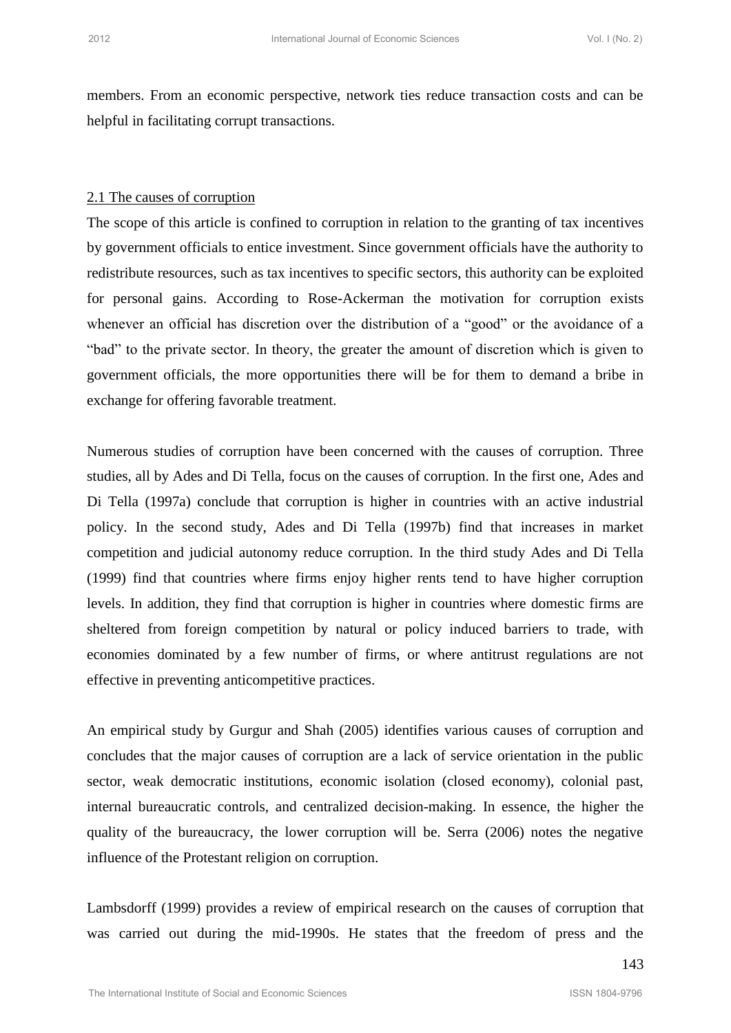members. From an economic perspective, network ties reduce transaction costs and can be helpful in facilitating corrupt transactions.

## 2.1 The causes of corruption

The scope of this article is confined to corruption in relation to the granting of tax incentives by government officials to entice investment. Since government officials have the authority to redistribute resources, such as tax incentives to specific sectors, this authority can be exploited for personal gains. According to Rose-Ackerman the motivation for corruption exists whenever an official has discretion over the distribution of a "good" or the avoidance of a "bad" to the private sector. In theory, the greater the amount of discretion which is given to government officials, the more opportunities there will be for them to demand a bribe in exchange for offering favorable treatment.

Numerous studies of corruption have been concerned with the causes of corruption. Three studies, all by Ades and Di Tella, focus on the causes of corruption. In the first one, Ades and Di Tella (1997a) conclude that corruption is higher in countries with an active industrial policy. In the second study, Ades and Di Tella (1997b) find that increases in market competition and judicial autonomy reduce corruption. In the third study Ades and Di Tella (1999) find that countries where firms enjoy higher rents tend to have higher corruption levels. In addition, they find that corruption is higher in countries where domestic firms are sheltered from foreign competition by natural or policy induced barriers to trade, with economies dominated by a few number of firms, or where antitrust regulations are not effective in preventing anticompetitive practices.

An empirical study by Gurgur and Shah (2005) identifies various causes of corruption and concludes that the major causes of corruption are a lack of service orientation in the public sector, weak democratic institutions, economic isolation (closed economy), colonial past, internal bureaucratic controls, and centralized decision-making. In essence, the higher the quality of the bureaucracy, the lower corruption will be. Serra (2006) notes the negative influence of the Protestant religion on corruption.

Lambsdorff (1999) provides a review of empirical research on the causes of corruption that was carried out during the mid-1990s. He states that the freedom of press and the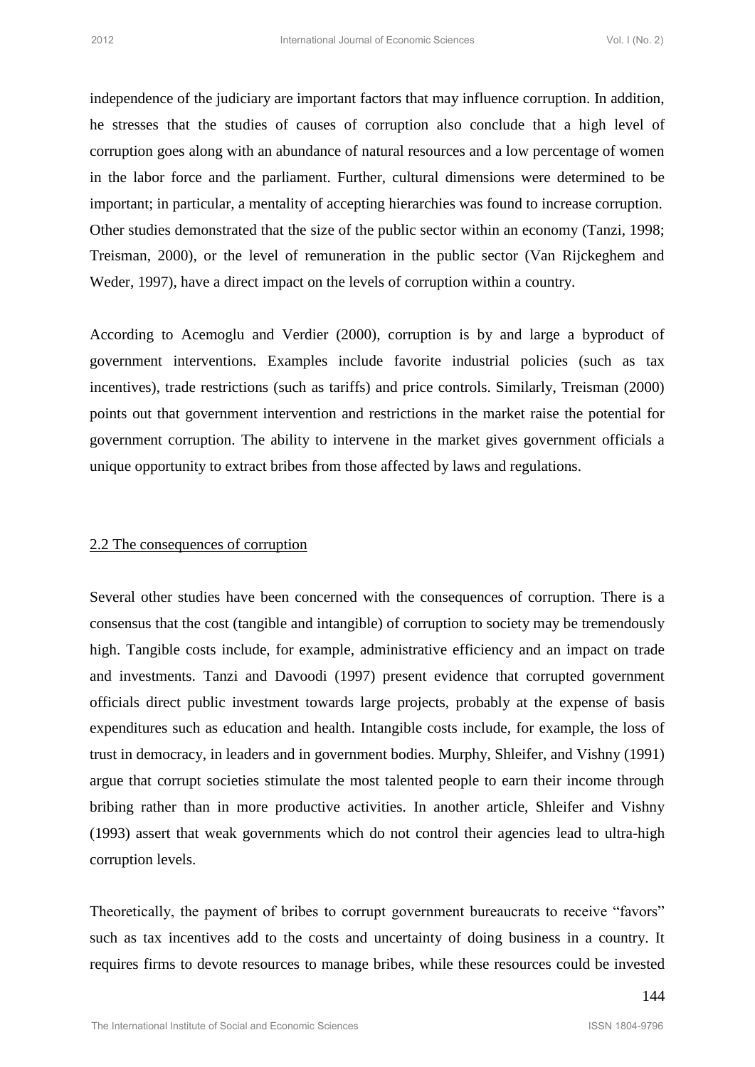independence of the judiciary are important factors that may influence corruption. In addition, he stresses that the studies of causes of corruption also conclude that a high level of corruption goes along with an abundance of natural resources and a low percentage of women in the labor force and the parliament. Further, cultural dimensions were determined to be important; in particular, a mentality of accepting hierarchies was found to increase corruption. Other studies demonstrated that the size of the public sector within an economy (Tanzi, 1998; Treisman, 2000), or the level of remuneration in the public sector (Van Rijckeghem and Weder, 1997), have a direct impact on the levels of corruption within a country.

According to Acemoglu and Verdier (2000), corruption is by and large a byproduct of government interventions. Examples include favorite industrial policies (such as tax incentives), trade restrictions (such as tariffs) and price controls. Similarly, Treisman (2000) points out that government intervention and restrictions in the market raise the potential for government corruption. The ability to intervene in the market gives government officials a unique opportunity to extract bribes from those affected by laws and regulations.

## 2.2 The consequences of corruption

Several other studies have been concerned with the consequences of corruption. There is a consensus that the cost (tangible and intangible) of corruption to society may be tremendously high. Tangible costs include, for example, administrative efficiency and an impact on trade and investments. Tanzi and Davoodi (1997) present evidence that corrupted government officials direct public investment towards large projects, probably at the expense of basis expenditures such as education and health. Intangible costs include, for example, the loss of trust in democracy, in leaders and in government bodies. Murphy, Shleifer, and Vishny (1991) argue that corrupt societies stimulate the most talented people to earn their income through bribing rather than in more productive activities. In another article, Shleifer and Vishny (1993) assert that weak governments which do not control their agencies lead to ultra-high corruption levels.

Theoretically, the payment of bribes to corrupt government bureaucrats to receive "favors" such as tax incentives add to the costs and uncertainty of doing business in a country. It requires firms to devote resources to manage bribes, while these resources could be invested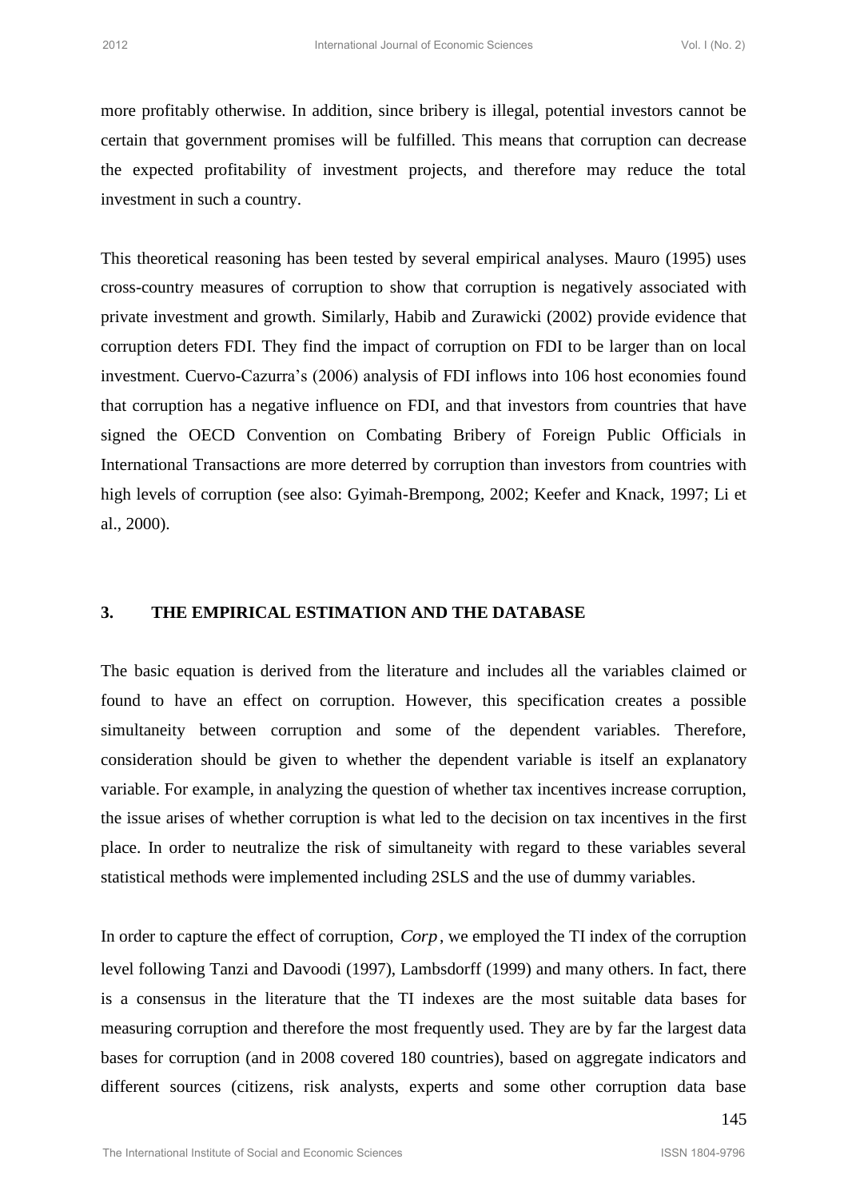more profitably otherwise. In addition, since bribery is illegal, potential investors cannot be certain that government promises will be fulfilled. This means that corruption can decrease the expected profitability of investment projects, and therefore may reduce the total investment in such a country.

This theoretical reasoning has been tested by several empirical analyses. Mauro (1995) uses cross-country measures of corruption to show that corruption is negatively associated with private investment and growth. Similarly, Habib and Zurawicki (2002) provide evidence that corruption deters FDI. They find the impact of corruption on FDI to be larger than on local investment. Cuervo-Cazurra's (2006) analysis of FDI inflows into 106 host economies found that corruption has a negative influence on FDI, and that investors from countries that have signed the OECD Convention on Combating Bribery of Foreign Public Officials in International Transactions are more deterred by corruption than investors from countries with high levels of corruption (see also: Gyimah-Brempong, 2002; Keefer and Knack, 1997; Li et al., 2000).

## 3. THE EMPIRICAL ESTIMATION AND THE DATABASE

The basic equation is derived from the literature and includes all the variables claimed or found to have an effect on corruption. However, this specification creates a possible simultaneity between corruption and some of the dependent variables. Therefore, consideration should be given to whether the dependent variable is itself an explanatory variable. For example, in analyzing the question of whether tax incentives increase corruption, the issue arises of whether corruption is what led to the decision on tax incentives in the first place. In order to neutralize the risk of simultaneity with regard to these variables several statistical methods were implemented including 2SLS and the use of dummy variables.

In order to capture the effect of corruption, $Corp$, we employed the TI index of the corruption level following Tanzi and Davoodi (1997), Lambsdorff (1999) and many others. In fact, there is a consensus in the literature that the TI indexes are the most suitable data bases for measuring corruption and therefore the most frequently used. They are by far the largest data bases for corruption (and in 2008 covered 180 countries), based on aggregate indicators and different sources (citizens, risk analysts, experts and some other corruption data base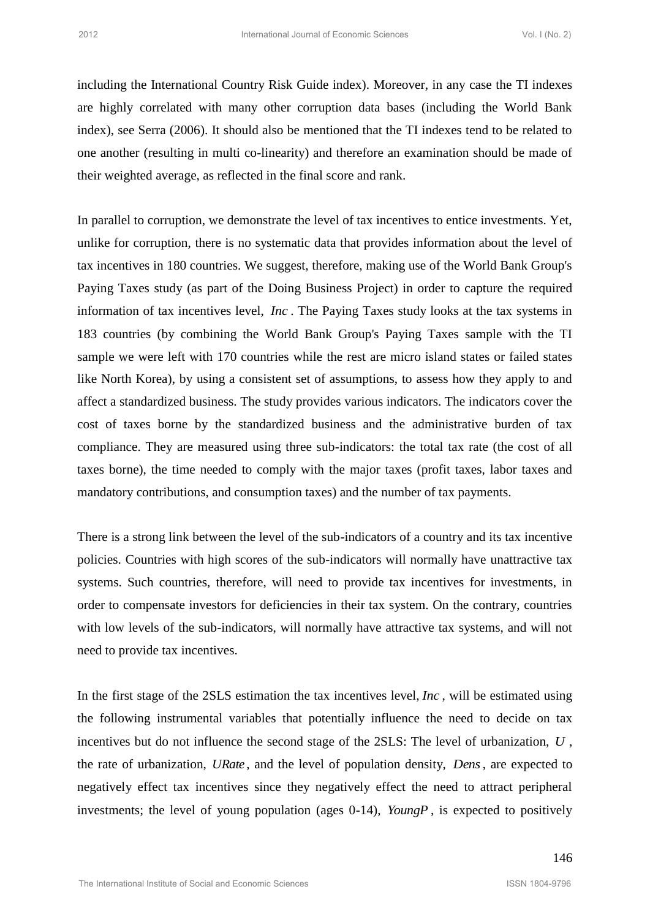including the International Country Risk Guide index). Moreover, in any case the TI indexes are highly correlated with many other corruption data bases (including the World Bank index), see Serra (2006). It should also be mentioned that the TI indexes tend to be related to one another (resulting in multi co-linearity) and therefore an examination should be made of their weighted average, as reflected in the final score and rank.

In parallel to corruption, we demonstrate the level of tax incentives to entice investments. Yet, unlike for corruption, there is no systematic data that provides information about the level of tax incentives in 180 countries. We suggest, therefore, making use of the World Bank Group's Paying Taxes study (as part of the Doing Business Project) in order to capture the required information of tax incentives level, $Inc$. The Paying Taxes study looks at the tax systems in 183 countries (by combining the World Bank Group's Paying Taxes sample with the TI sample we were left with 170 countries while the rest are micro island states or failed states like North Korea), by using a consistent set of assumptions, to assess how they apply to and affect a standardized business. The study provides various indicators. The indicators cover the cost of taxes borne by the standardized business and the administrative burden of tax compliance. They are measured using three sub-indicators: the total tax rate (the cost of all taxes borne), the time needed to comply with the major taxes (profit taxes, labor taxes and mandatory contributions, and consumption taxes) and the number of tax payments.

There is a strong link between the level of the sub-indicators of a country and its tax incentive policies. Countries with high scores of the sub-indicators will normally have unattractive tax systems. Such countries, therefore, will need to provide tax incentives for investments, in order to compensate investors for deficiencies in their tax system. On the contrary, countries with low levels of the sub-indicators, will normally have attractive tax systems, and will not need to provide tax incentives.

In the first stage of the 2SLS estimation the tax incentives level, $Inc$, will be estimated using the following instrumental variables that potentially influence the need to decide on tax incentives but do not influence the second stage of the 2SLS: The level of urbanization, $U$, the rate of urbanization, $URate$, and the level of population density, $Dens$, are expected to negatively effect tax incentives since they negatively effect the need to attract peripheral investments; the level of young population (ages 0-14), $YoungP$, is expected to positively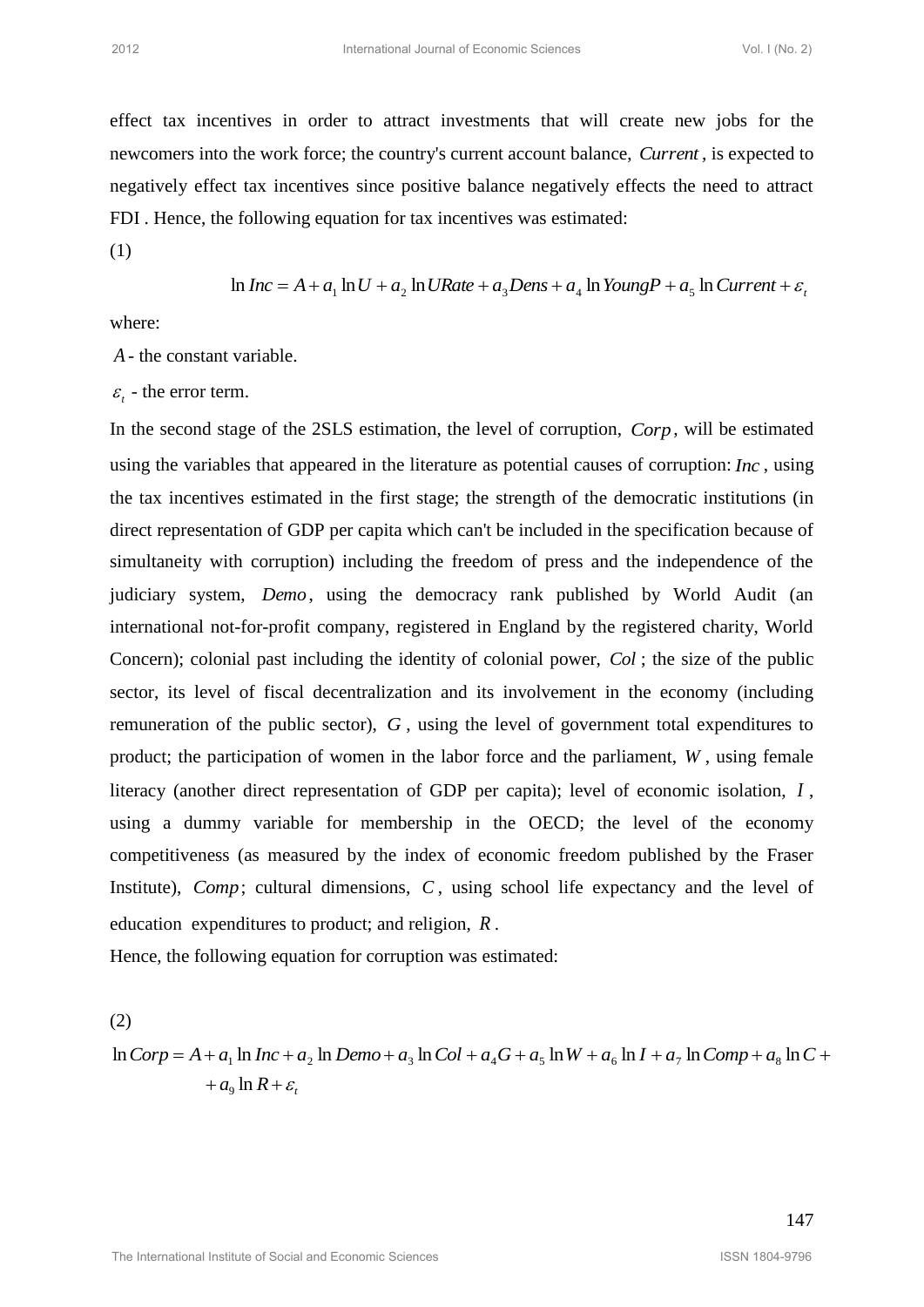effect tax incentives in order to attract investments that will create new jobs for the newcomers into the work force; the country's current account balance, $Current$, is expected to negatively effect tax incentives since positive balance negatively effects the need to attract FDI . Hence, the following equation for tax incentives was estimated:

(1)

$$\ln Inc = A + a_1 \ln U + a_2 \ln URate + a_3 Dens + a_4 \ln YoungP + a_5 \ln Current + \varepsilon_t$$

where:

$A$ - the constant variable.

$\varepsilon_t$ - the error term.

In the second stage of the 2SLS estimation, the level of corruption, $Corp$, will be estimated using the variables that appeared in the literature as potential causes of corruption: $Inc$, using the tax incentives estimated in the first stage; the strength of the democratic institutions (in direct representation of GDP per capita which can't be included in the specification because of simultaneity with corruption) including the freedom of press and the independence of the judiciary system, $Demo$, using the democracy rank published by World Audit (an international not-for-profit company, registered in England by the registered charity, World Concern); colonial past including the identity of colonial power, $Col$; the size of the public sector, its level of fiscal decentralization and its involvement in the economy (including remuneration of the public sector), $G$, using the level of government total expenditures to product; the participation of women in the labor force and the parliament, $W$, using female literacy (another direct representation of GDP per capita); level of economic isolation, $I$, using a dummy variable for membership in the OECD; the level of the economy competitiveness (as measured by the index of economic freedom published by the Fraser Institute), $Comp$; cultural dimensions, $C$, using school life expectancy and the level of education expenditures to product; and religion, $R$.

Hence, the following equation for corruption was estimated:

(2)

$$\ln Corp = A + a_1 \ln Inc + a_2 \ln Demo + a_3 \ln Col + a_4 G + a_5 \ln W + a_6 \ln I + a_7 \ln Comp + a_8 \ln C + \\ + a_9 \ln R + \varepsilon_t$$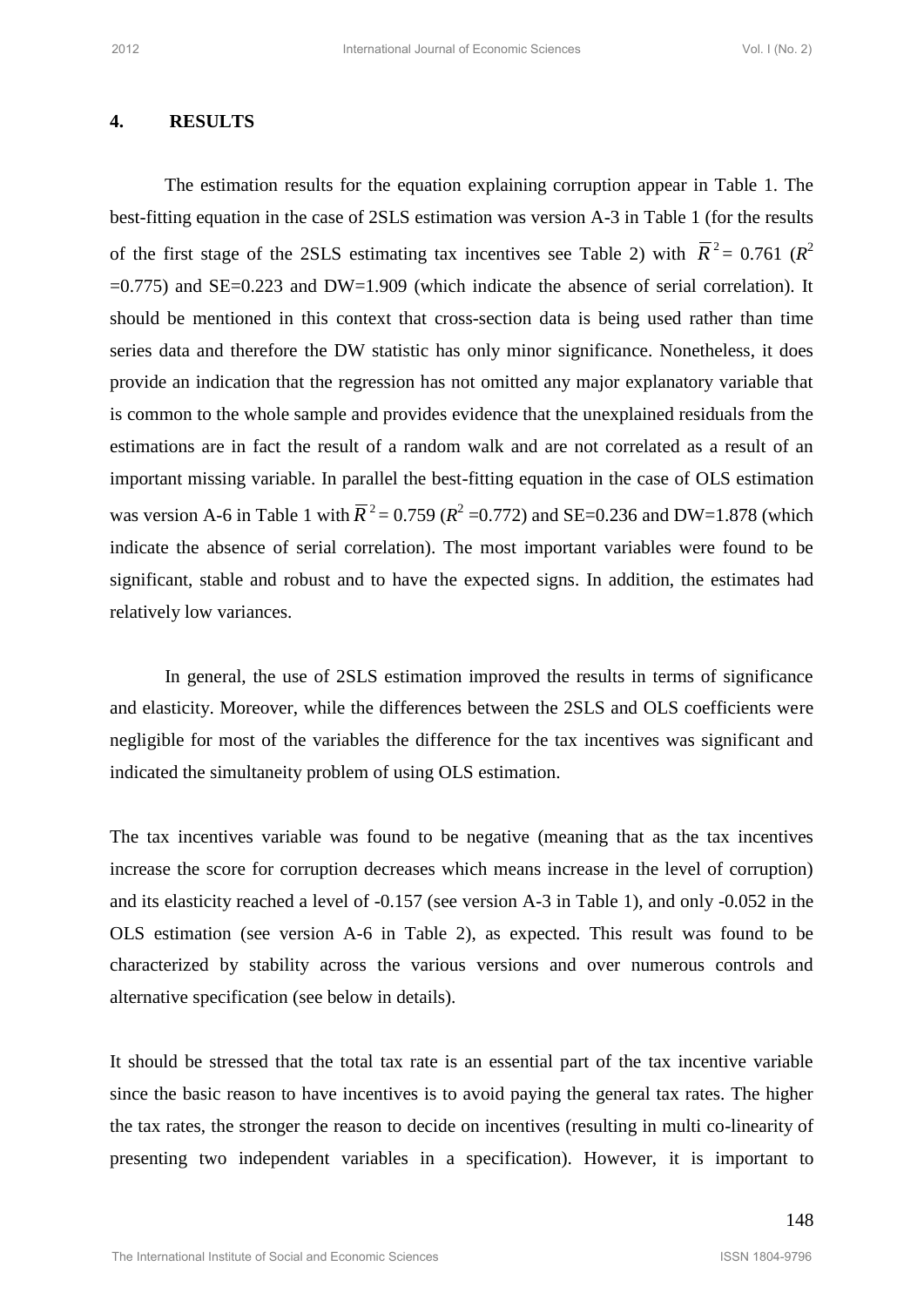## 4. RESULTS

The estimation results for the equation explaining corruption appear in Table 1. The best-fitting equation in the case of 2SLS estimation was version A-3 in Table 1 (for the results of the first stage of the 2SLS estimating tax incentives see Table 2) with $\overline{R}^2$ = 0.761 ($R^2$ =0.775) and SE=0.223 and DW=1.909 (which indicate the absence of serial correlation). It should be mentioned in this context that cross-section data is being used rather than time series data and therefore the DW statistic has only minor significance. Nonetheless, it does provide an indication that the regression has not omitted any major explanatory variable that is common to the whole sample and provides evidence that the unexplained residuals from the estimations are in fact the result of a random walk and are not correlated as a result of an important missing variable. In parallel the best-fitting equation in the case of OLS estimation was version A-6 in Table 1 with $\overline{R}^2$ = 0.759 ($R^2$ =0.772) and SE=0.236 and DW=1.878 (which indicate the absence of serial correlation). The most important variables were found to be significant, stable and robust and to have the expected signs. In addition, the estimates had relatively low variances.

In general, the use of 2SLS estimation improved the results in terms of significance and elasticity. Moreover, while the differences between the 2SLS and OLS coefficients were negligible for most of the variables the difference for the tax incentives was significant and indicated the simultaneity problem of using OLS estimation.

The tax incentives variable was found to be negative (meaning that as the tax incentives increase the score for corruption decreases which means increase in the level of corruption) and its elasticity reached a level of -0.157 (see version A-3 in Table 1), and only -0.052 in the OLS estimation (see version A-6 in Table 2), as expected. This result was found to be characterized by stability across the various versions and over numerous controls and alternative specification (see below in details).

It should be stressed that the total tax rate is an essential part of the tax incentive variable since the basic reason to have incentives is to avoid paying the general tax rates. The higher the tax rates, the stronger the reason to decide on incentives (resulting in multi co-linearity of presenting two independent variables in a specification). However, it is important to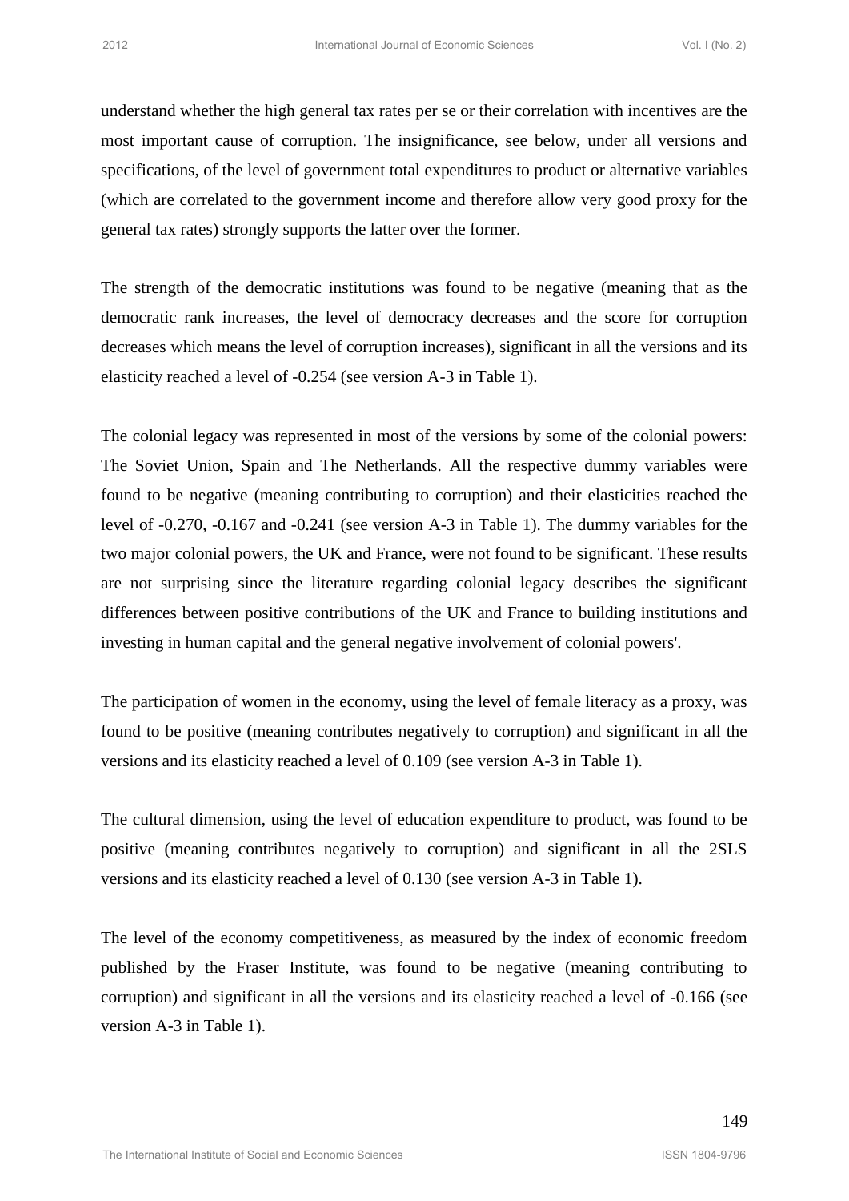understand whether the high general tax rates per se or their correlation with incentives are the most important cause of corruption. The insignificance, see below, under all versions and specifications, of the level of government total expenditures to product or alternative variables (which are correlated to the government income and therefore allow very good proxy for the general tax rates) strongly supports the latter over the former.

The strength of the democratic institutions was found to be negative (meaning that as the democratic rank increases, the level of democracy decreases and the score for corruption decreases which means the level of corruption increases), significant in all the versions and its elasticity reached a level of -0.254 (see version A-3 in Table 1).

The colonial legacy was represented in most of the versions by some of the colonial powers: The Soviet Union, Spain and The Netherlands. All the respective dummy variables were found to be negative (meaning contributing to corruption) and their elasticities reached the level of -0.270, -0.167 and -0.241 (see version A-3 in Table 1). The dummy variables for the two major colonial powers, the UK and France, were not found to be significant. These results are not surprising since the literature regarding colonial legacy describes the significant differences between positive contributions of the UK and France to building institutions and investing in human capital and the general negative involvement of colonial powers'.

The participation of women in the economy, using the level of female literacy as a proxy, was found to be positive (meaning contributes negatively to corruption) and significant in all the versions and its elasticity reached a level of 0.109 (see version A-3 in Table 1).

The cultural dimension, using the level of education expenditure to product, was found to be positive (meaning contributes negatively to corruption) and significant in all the 2SLS versions and its elasticity reached a level of 0.130 (see version A-3 in Table 1).

The level of the economy competitiveness, as measured by the index of economic freedom published by the Fraser Institute, was found to be negative (meaning contributing to corruption) and significant in all the versions and its elasticity reached a level of -0.166 (see version A-3 in Table 1).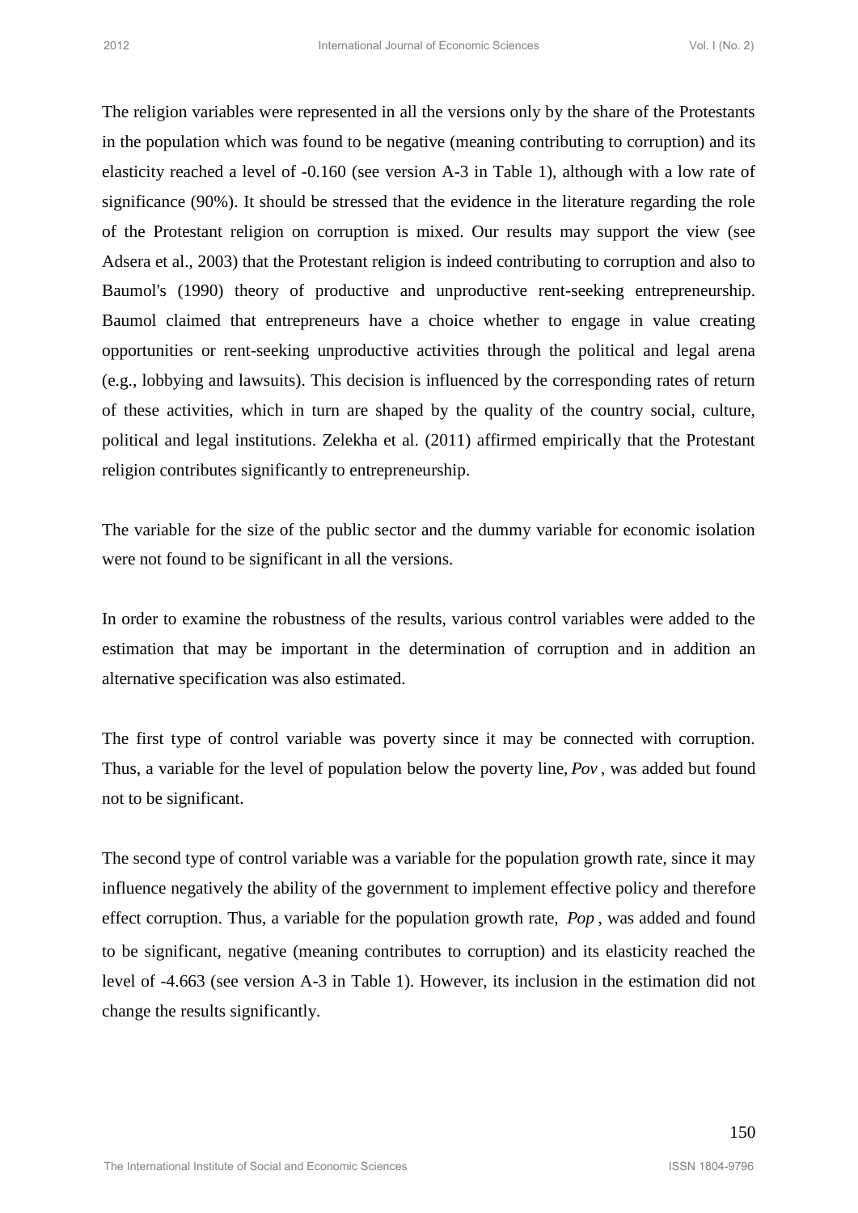The religion variables were represented in all the versions only by the share of the Protestants in the population which was found to be negative (meaning contributing to corruption) and its elasticity reached a level of -0.160 (see version A-3 in Table 1), although with a low rate of significance (90%). It should be stressed that the evidence in the literature regarding the role of the Protestant religion on corruption is mixed. Our results may support the view (see Adsera et al., 2003) that the Protestant religion is indeed contributing to corruption and also to Baumol's (1990) theory of productive and unproductive rent-seeking entrepreneurship. Baumol claimed that entrepreneurs have a choice whether to engage in value creating opportunities or rent-seeking unproductive activities through the political and legal arena (e.g., lobbying and lawsuits). This decision is influenced by the corresponding rates of return of these activities, which in turn are shaped by the quality of the country social, culture, political and legal institutions. Zelekha et al. (2011) affirmed empirically that the Protestant religion contributes significantly to entrepreneurship.

The variable for the size of the public sector and the dummy variable for economic isolation were not found to be significant in all the versions.

In order to examine the robustness of the results, various control variables were added to the estimation that may be important in the determination of corruption and in addition an alternative specification was also estimated.

The first type of control variable was poverty since it may be connected with corruption. Thus, a variable for the level of population below the poverty line, $Pov$, was added but found not to be significant.

The second type of control variable was a variable for the population growth rate, since it may influence negatively the ability of the government to implement effective policy and therefore effect corruption. Thus, a variable for the population growth rate, $Pop$, was added and found to be significant, negative (meaning contributes to corruption) and its elasticity reached the level of -4.663 (see version A-3 in Table 1). However, its inclusion in the estimation did not change the results significantly.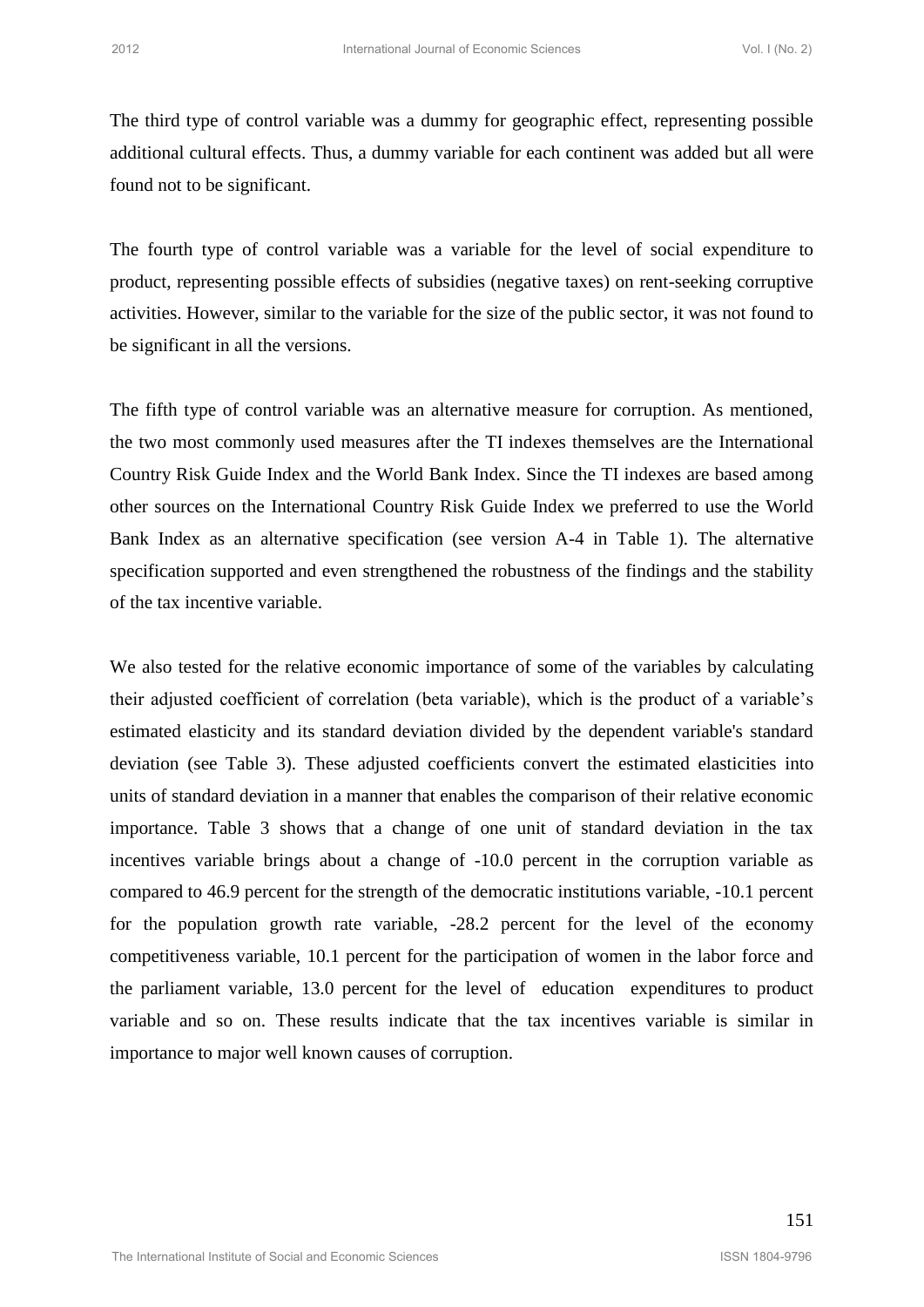The third type of control variable was a dummy for geographic effect, representing possible additional cultural effects. Thus, a dummy variable for each continent was added but all were found not to be significant.

The fourth type of control variable was a variable for the level of social expenditure to product, representing possible effects of subsidies (negative taxes) on rent-seeking corruptive activities. However, similar to the variable for the size of the public sector, it was not found to be significant in all the versions.

The fifth type of control variable was an alternative measure for corruption. As mentioned, the two most commonly used measures after the TI indexes themselves are the International Country Risk Guide Index and the World Bank Index. Since the TI indexes are based among other sources on the International Country Risk Guide Index we preferred to use the World Bank Index as an alternative specification (see version A-4 in Table 1). The alternative specification supported and even strengthened the robustness of the findings and the stability of the tax incentive variable.

We also tested for the relative economic importance of some of the variables by calculating their adjusted coefficient of correlation (beta variable), which is the product of a variable's estimated elasticity and its standard deviation divided by the dependent variable's standard deviation (see Table 3). These adjusted coefficients convert the estimated elasticities into units of standard deviation in a manner that enables the comparison of their relative economic importance. Table 3 shows that a change of one unit of standard deviation in the tax incentives variable brings about a change of -10.0 percent in the corruption variable as compared to 46.9 percent for the strength of the democratic institutions variable, -10.1 percent for the population growth rate variable, -28.2 percent for the level of the economy competitiveness variable, 10.1 percent for the participation of women in the labor force and the parliament variable, 13.0 percent for the level of education expenditures to product variable and so on. These results indicate that the tax incentives variable is similar in importance to major well known causes of corruption.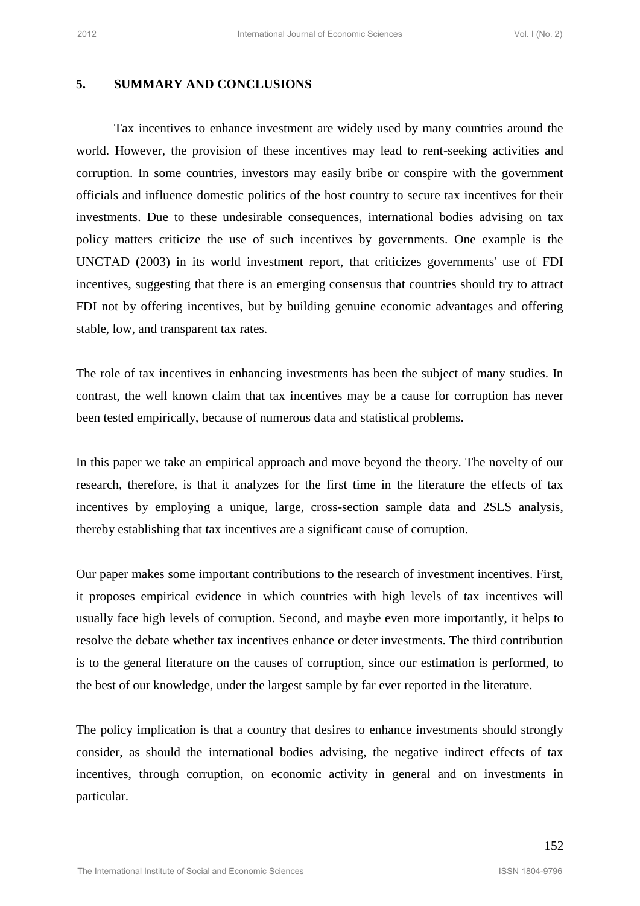## 5. SUMMARY AND CONCLUSIONS

Tax incentives to enhance investment are widely used by many countries around the world. However, the provision of these incentives may lead to rent-seeking activities and corruption. In some countries, investors may easily bribe or conspire with the government officials and influence domestic politics of the host country to secure tax incentives for their investments. Due to these undesirable consequences, international bodies advising on tax policy matters criticize the use of such incentives by governments. One example is the UNCTAD (2003) in its world investment report, that criticizes governments' use of FDI incentives, suggesting that there is an emerging consensus that countries should try to attract FDI not by offering incentives, but by building genuine economic advantages and offering stable, low, and transparent tax rates.

The role of tax incentives in enhancing investments has been the subject of many studies. In contrast, the well known claim that tax incentives may be a cause for corruption has never been tested empirically, because of numerous data and statistical problems.

In this paper we take an empirical approach and move beyond the theory. The novelty of our research, therefore, is that it analyzes for the first time in the literature the effects of tax incentives by employing a unique, large, cross-section sample data and 2SLS analysis, thereby establishing that tax incentives are a significant cause of corruption.

Our paper makes some important contributions to the research of investment incentives. First, it proposes empirical evidence in which countries with high levels of tax incentives will usually face high levels of corruption. Second, and maybe even more importantly, it helps to resolve the debate whether tax incentives enhance or deter investments. The third contribution is to the general literature on the causes of corruption, since our estimation is performed, to the best of our knowledge, under the largest sample by far ever reported in the literature.

The policy implication is that a country that desires to enhance investments should strongly consider, as should the international bodies advising, the negative indirect effects of tax incentives, through corruption, on economic activity in general and on investments in particular.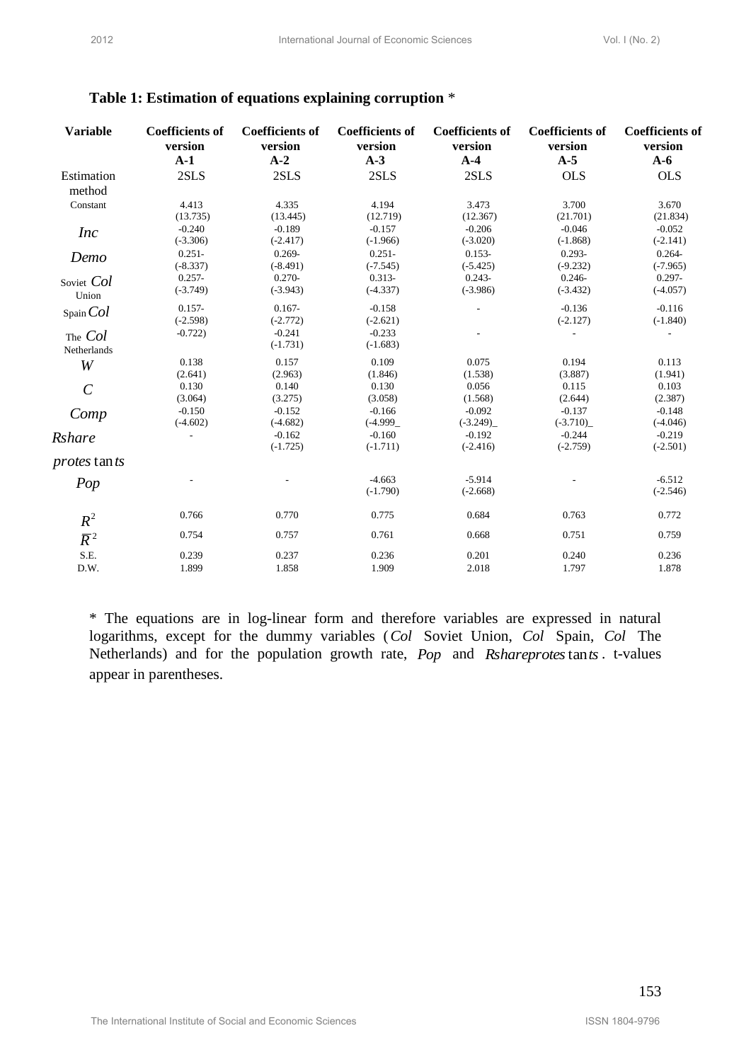**Table 1: Estimation of equations explaining corruption** *

| Variable | Coefficients of version A-1 | Coefficients of version A-2 | Coefficients of version A-3 | Coefficients of version A-4 | Coefficients of version A-5 | Coefficients of version A-6 |
|---|---|---|---|---|---|---|
| Estimation method | 2SLS | 2SLS | 2SLS | 2SLS | OLS | OLS |
| Constant | 4.413 (13.735) | 4.335 (13.445) | 4.194 (12.719) | 3.473 (12.367) | 3.700 (21.701) | 3.670 (21.834) |
| $Inc$ | -0.240 (-3.306) | -0.189 (-2.417) | -0.157 (-1.966) | -0.206 (-3.020) | -0.046 (-1.868) | -0.052 (-2.141) |
| $Demo$ | 0.251- (-8.337) | 0.269- (-8.491) | 0.251- (-7.545) | 0.153- (-5.425) | 0.293- (-9.232) | 0.264- (-7.965) |
| $Col$ Soviet Union | 0.257- (-3.749) | 0.270- (-3.943) | 0.313- (-4.337) | 0.243- (-3.986) | 0.246- (-3.432) | 0.297- (-4.057) |
| $Col$ Spain | 0.157- (-2.598) | 0.167- (-2.772) | -0.158 (-2.621) | - | -0.136 (-2.127) | -0.116 (-1.840) |
| $Col$ The Netherlands | -0.722) | -0.241 (-1.731) | -0.233 (-1.683) | - | - | - |
| $W$ | 0.138 (2.641) | 0.157 (2.963) | 0.109 (1.846) | 0.075 (1.538) | 0.194 (3.887) | 0.113 (1.941) |
| $C$ | 0.130 (3.064) | 0.140 (3.275) | 0.130 (3.058) | 0.056 (1.568) | 0.115 (2.644) | 0.103 (2.387) |
| $Comp$ | -0.150 (-4.602) | -0.152 (-4.682) | -0.166 (-4.999_ | -0.092 (-3.249)_ | -0.137 (-3.710)_ | -0.148 (-4.046) |
| $Rshare\ protestants$ | - | -0.162 (-1.725) | -0.160 (-1.711) | -0.192 (-2.416) | -0.244 (-2.759) | -0.219 (-2.501) |
| $Pop$ | - | - | -4.663 (-1.790) | -5.914 (-2.668) | - | -6.512 (-2.546) |
| $R^2$ | 0.766 | 0.770 | 0.775 | 0.684 | 0.763 | 0.772 |
| $\overline{R}^2$ | 0.754 | 0.757 | 0.761 | 0.668 | 0.751 | 0.759 |
| S.E. | 0.239 | 0.237 | 0.236 | 0.201 | 0.240 | 0.236 |
| D.W. | 1.899 | 1.858 | 1.909 | 2.018 | 1.797 | 1.878 |

* The equations are in log-linear form and therefore variables are expressed in natural logarithms, except for the dummy variables ($Col$ Soviet Union, $Col$ Spain, $Col$ The Netherlands) and for the population growth rate, $Pop$ and $Rshareprotestants$. t-values appear in parentheses.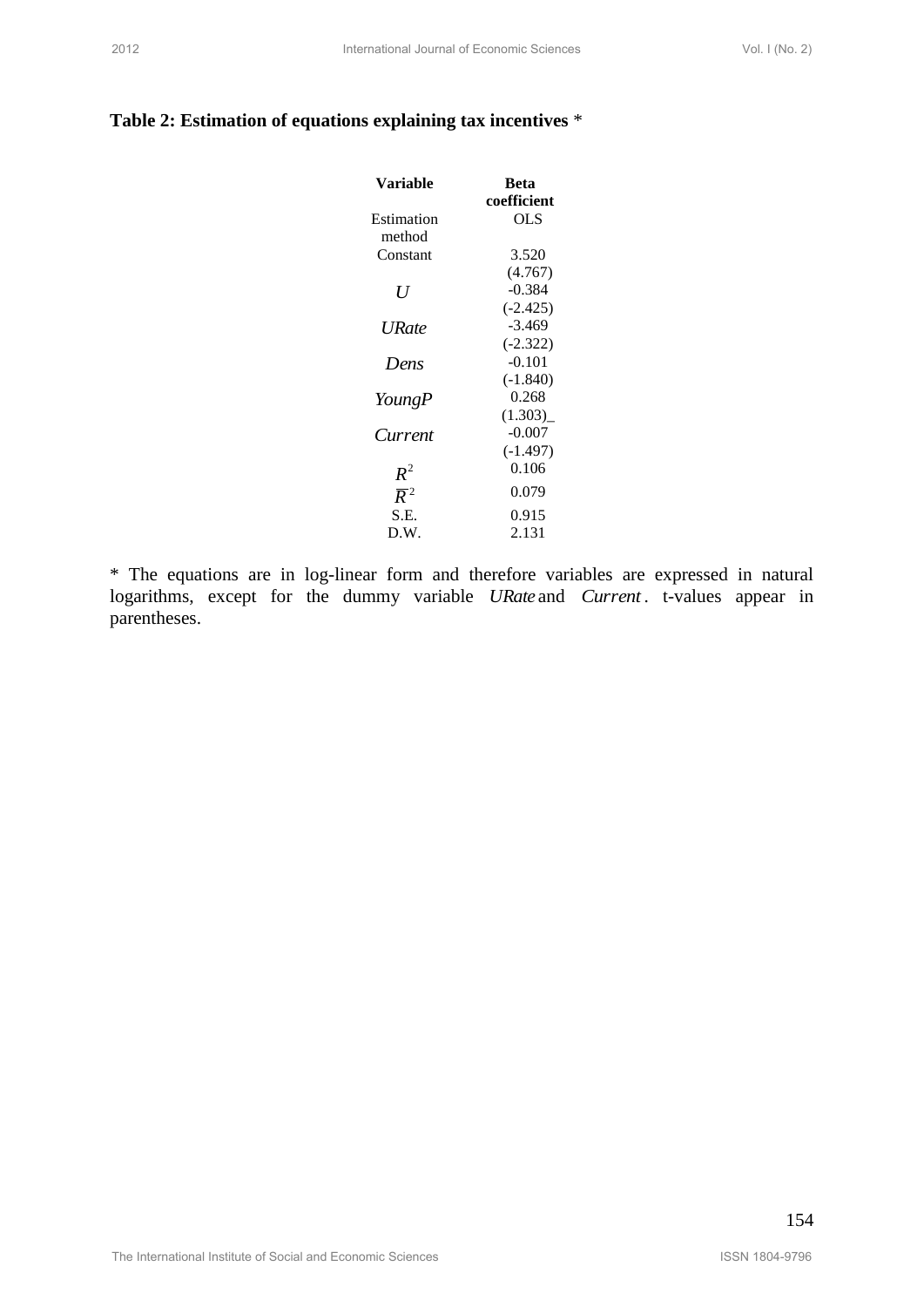**Table 2: Estimation of equations explaining tax incentives** *

| Variable | Beta coefficient |
|---|---|
| Estimation method | OLS |
| Constant | 3.520<br>(4.767) |
| $U$ | -0.384<br>(-2.425) |
| $URate$ | -3.469<br>(-2.322) |
| $Dens$ | -0.101<br>(-1.840) |
| $YoungP$ | 0.268<br>(1.303)_ |
| $Current$ | -0.007<br>(-1.497) |
| $R^2$ | 0.106 |
| $\overline{R}^2$ | 0.079 |
| S.E. | 0.915 |
| D.W. | 2.131 |

* The equations are in log-linear form and therefore variables are expressed in natural logarithms, except for the dummy variable $URate$ and $Current$. t-values appear in parentheses.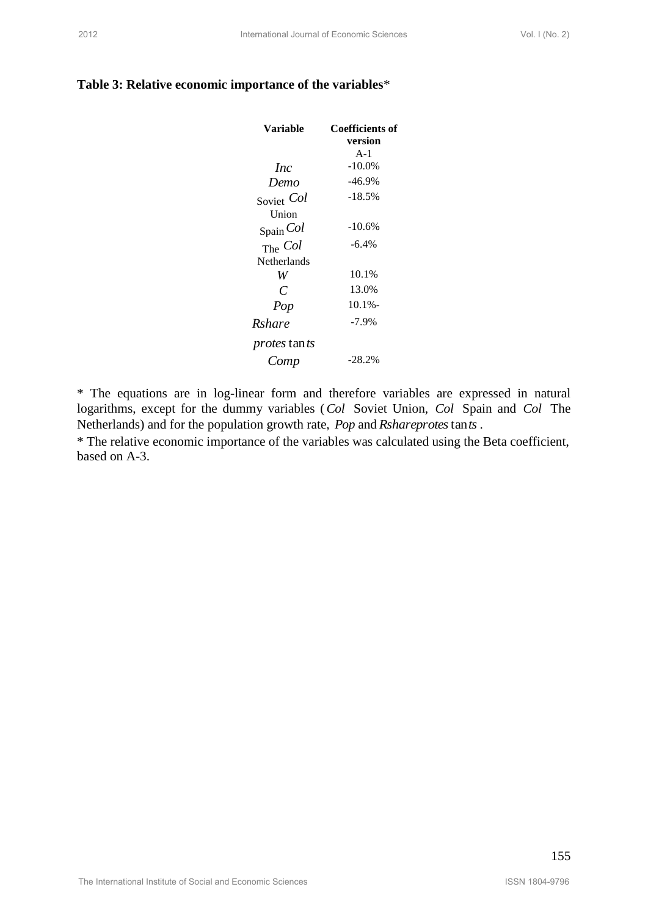**Table 3: Relative economic importance of the variables***

| Variable | Coefficients of version A-1 |
|---|---|
| *Inc* | -10.0% |
| *Demo* | -46.9% |
| *Col* Soviet Union | -18.5% |
| *Col* Spain | -10.6% |
| *Col* The Netherlands | -6.4% |
| *W* | 10.1% |
| *C* | 13.0% |
| *Pop* | 10.1%- |
| *Rshare protes tan ts* | -7.9% |
| *Comp* | -28.2% |

* The equations are in log-linear form and therefore variables are expressed in natural logarithms, except for the dummy variables (*Col* Soviet Union, *Col* Spain and *Col* The Netherlands) and for the population growth rate, *Pop* and *Rshareprotes* tan*ts* .

* The relative economic importance of the variables was calculated using the Beta coefficient, based on A-3.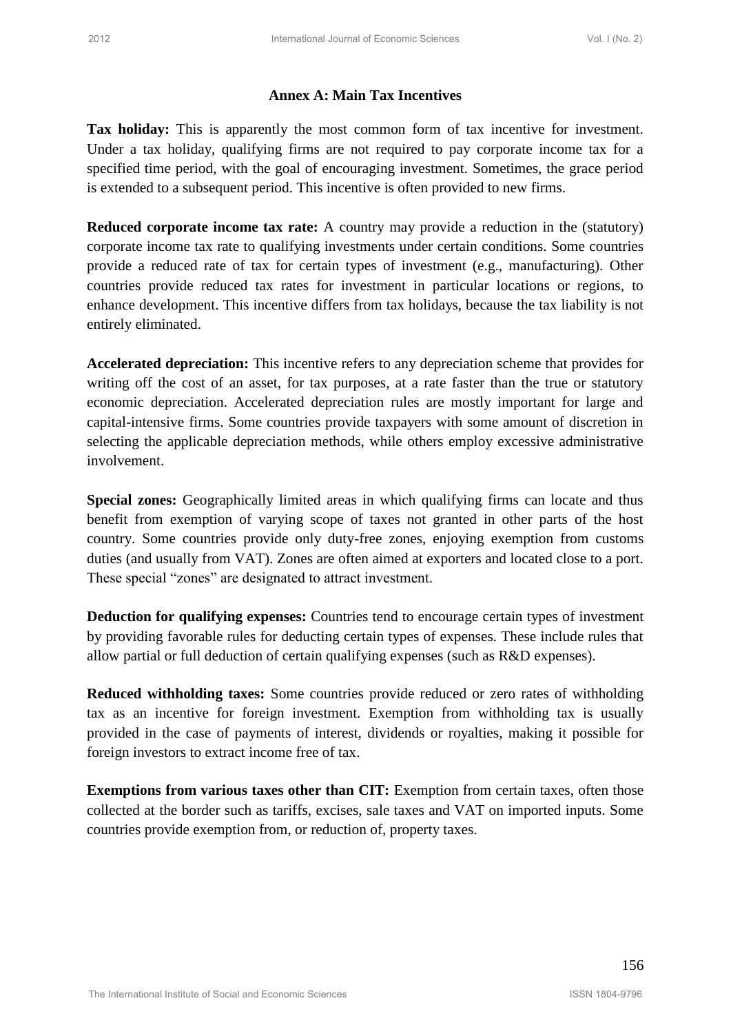## Annex A: Main Tax Incentives

**Tax holiday:** This is apparently the most common form of tax incentive for investment. Under a tax holiday, qualifying firms are not required to pay corporate income tax for a specified time period, with the goal of encouraging investment. Sometimes, the grace period is extended to a subsequent period. This incentive is often provided to new firms.

**Reduced corporate income tax rate:** A country may provide a reduction in the (statutory) corporate income tax rate to qualifying investments under certain conditions. Some countries provide a reduced rate of tax for certain types of investment (e.g., manufacturing). Other countries provide reduced tax rates for investment in particular locations or regions, to enhance development. This incentive differs from tax holidays, because the tax liability is not entirely eliminated.

**Accelerated depreciation:** This incentive refers to any depreciation scheme that provides for writing off the cost of an asset, for tax purposes, at a rate faster than the true or statutory economic depreciation. Accelerated depreciation rules are mostly important for large and capital-intensive firms. Some countries provide taxpayers with some amount of discretion in selecting the applicable depreciation methods, while others employ excessive administrative involvement.

**Special zones:** Geographically limited areas in which qualifying firms can locate and thus benefit from exemption of varying scope of taxes not granted in other parts of the host country. Some countries provide only duty-free zones, enjoying exemption from customs duties (and usually from VAT). Zones are often aimed at exporters and located close to a port. These special "zones" are designated to attract investment.

**Deduction for qualifying expenses:** Countries tend to encourage certain types of investment by providing favorable rules for deducting certain types of expenses. These include rules that allow partial or full deduction of certain qualifying expenses (such as R&D expenses).

**Reduced withholding taxes:** Some countries provide reduced or zero rates of withholding tax as an incentive for foreign investment. Exemption from withholding tax is usually provided in the case of payments of interest, dividends or royalties, making it possible for foreign investors to extract income free of tax.

**Exemptions from various taxes other than CIT:** Exemption from certain taxes, often those collected at the border such as tariffs, excises, sale taxes and VAT on imported inputs. Some countries provide exemption from, or reduction of, property taxes.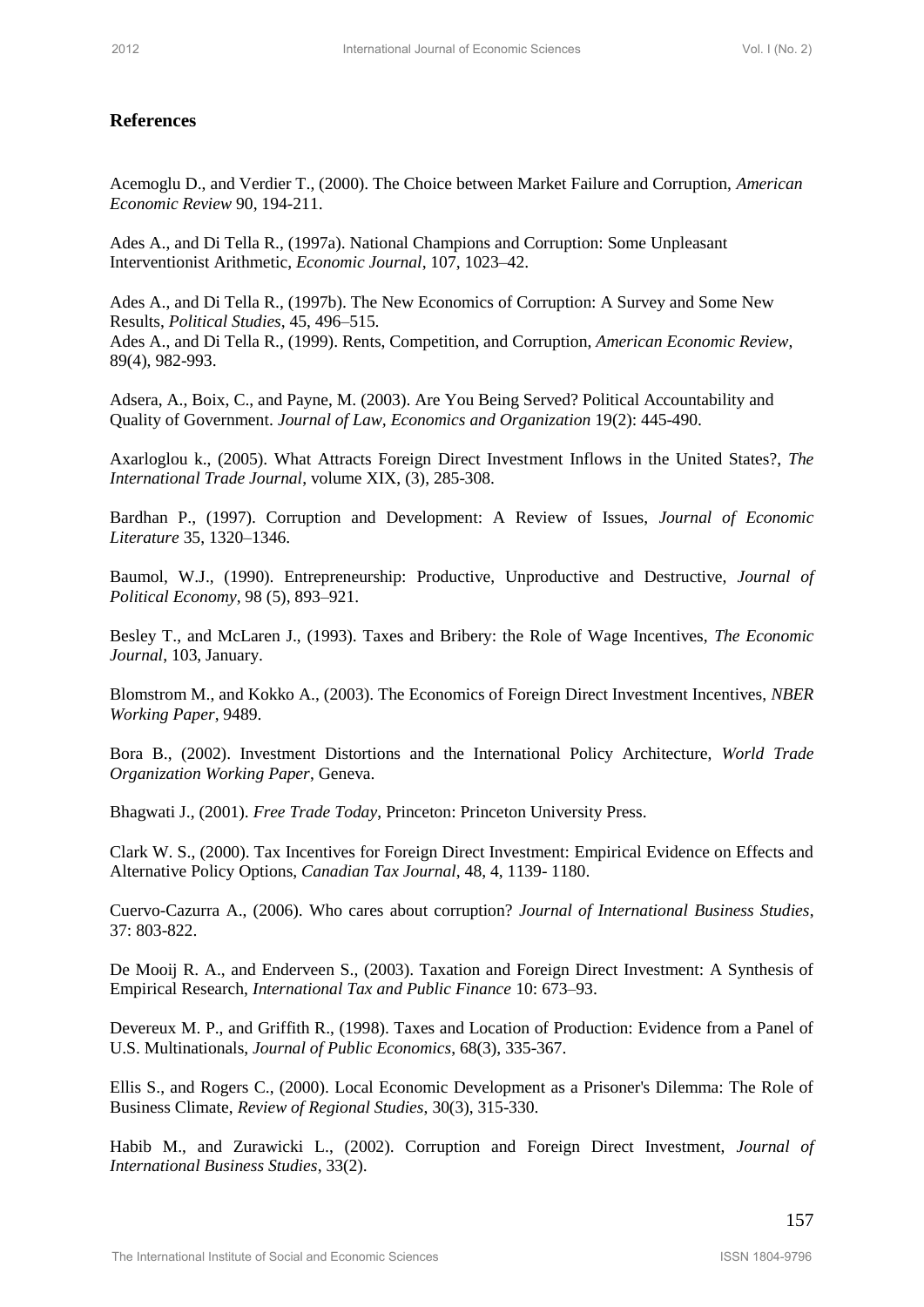## References

Acemoglu D., and Verdier T., (2000). The Choice between Market Failure and Corruption, *American Economic Review* 90, 194-211.

Ades A., and Di Tella R., (1997a). National Champions and Corruption: Some Unpleasant Interventionist Arithmetic, *Economic Journal*, 107, 1023–42.

Ades A., and Di Tella R., (1997b). The New Economics of Corruption: A Survey and Some New Results, *Political Studies*, 45, 496–515.
Ades A., and Di Tella R., (1999). Rents, Competition, and Corruption, *American Economic Review*, 89(4), 982-993.

Adsera, A., Boix, C., and Payne, M. (2003). Are You Being Served? Political Accountability and Quality of Government. *Journal of Law, Economics and Organization* 19(2): 445-490.

Axarloglou k., (2005). What Attracts Foreign Direct Investment Inflows in the United States?, *The International Trade Journal*, volume XIX, (3), 285-308.

Bardhan P., (1997). Corruption and Development: A Review of Issues, *Journal of Economic Literature* 35, 1320–1346.

Baumol, W.J., (1990). Entrepreneurship: Productive, Unproductive and Destructive, *Journal of Political Economy*, 98 (5), 893–921.

Besley T., and McLaren J., (1993). Taxes and Bribery: the Role of Wage Incentives, *The Economic Journal*, 103, January.

Blomstrom M., and Kokko A., (2003). The Economics of Foreign Direct Investment Incentives, *NBER Working Paper*, 9489.

Bora B., (2002). Investment Distortions and the International Policy Architecture, *World Trade Organization Working Paper*, Geneva.

Bhagwati J., (2001). *Free Trade Today*, Princeton: Princeton University Press.

Clark W. S., (2000). Tax Incentives for Foreign Direct Investment: Empirical Evidence on Effects and Alternative Policy Options, *Canadian Tax Journal*, 48, 4, 1139- 1180.

Cuervo-Cazurra A., (2006). Who cares about corruption? *Journal of International Business Studies*, 37: 803-822.

De Mooij R. A., and Enderveen S., (2003). Taxation and Foreign Direct Investment: A Synthesis of Empirical Research, *International Tax and Public Finance* 10: 673–93.

Devereux M. P., and Griffith R., (1998). Taxes and Location of Production: Evidence from a Panel of U.S. Multinationals, *Journal of Public Economics*, 68(3), 335-367.

Ellis S., and Rogers C., (2000). Local Economic Development as a Prisoner's Dilemma: The Role of Business Climate, *Review of Regional Studies*, 30(3), 315-330.

Habib M., and Zurawicki L., (2002). Corruption and Foreign Direct Investment, *Journal of International Business Studies*, 33(2).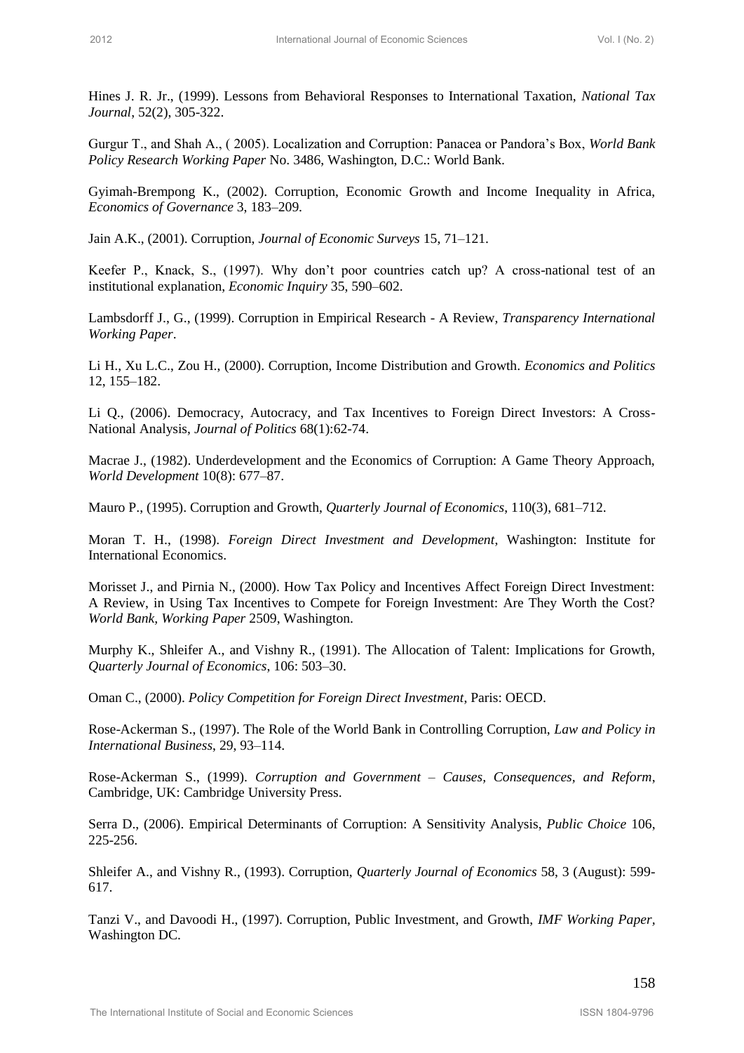Hines J. R. Jr., (1999). Lessons from Behavioral Responses to International Taxation, *National Tax Journal*, 52(2), 305-322.

Gurgur T., and Shah A., ( 2005). Localization and Corruption: Panacea or Pandora's Box, *World Bank Policy Research Working Paper* No. 3486, Washington, D.C.: World Bank.

Gyimah-Brempong K., (2002). Corruption, Economic Growth and Income Inequality in Africa, *Economics of Governance* 3, 183–209.

Jain A.K., (2001). Corruption, *Journal of Economic Surveys* 15, 71–121.

Keefer P., Knack, S., (1997). Why don't poor countries catch up? A cross-national test of an institutional explanation, *Economic Inquiry* 35, 590–602.

Lambsdorff J., G., (1999). Corruption in Empirical Research - A Review, *Transparency International Working Paper*.

Li H., Xu L.C., Zou H., (2000). Corruption, Income Distribution and Growth. *Economics and Politics* 12, 155–182.

Li Q., (2006). Democracy, Autocracy, and Tax Incentives to Foreign Direct Investors: A Cross-National Analysis, *Journal of Politics* 68(1):62-74.

Macrae J., (1982). Underdevelopment and the Economics of Corruption: A Game Theory Approach, *World Development* 10(8): 677–87.

Mauro P., (1995). Corruption and Growth, *Quarterly Journal of Economics*, 110(3), 681–712.

Moran T. H., (1998). *Foreign Direct Investment and Development*, Washington: Institute for International Economics.

Morisset J., and Pirnia N., (2000). How Tax Policy and Incentives Affect Foreign Direct Investment: A Review, in Using Tax Incentives to Compete for Foreign Investment: Are They Worth the Cost? *World Bank, Working Paper* 2509, Washington.

Murphy K., Shleifer A., and Vishny R., (1991). The Allocation of Talent: Implications for Growth, *Quarterly Journal of Economics*, 106: 503–30.

Oman C., (2000). *Policy Competition for Foreign Direct Investment*, Paris: OECD.

Rose-Ackerman S., (1997). The Role of the World Bank in Controlling Corruption, *Law and Policy in International Business*, 29, 93–114.

Rose-Ackerman S., (1999). *Corruption and Government – Causes, Consequences, and Reform*, Cambridge, UK: Cambridge University Press.

Serra D., (2006). Empirical Determinants of Corruption: A Sensitivity Analysis, *Public Choice* 106, 225-256.

Shleifer A., and Vishny R., (1993). Corruption, *Quarterly Journal of Economics* 58, 3 (August): 599-617.

Tanzi V., and Davoodi H., (1997). Corruption, Public Investment, and Growth, *IMF Working Paper*, Washington DC.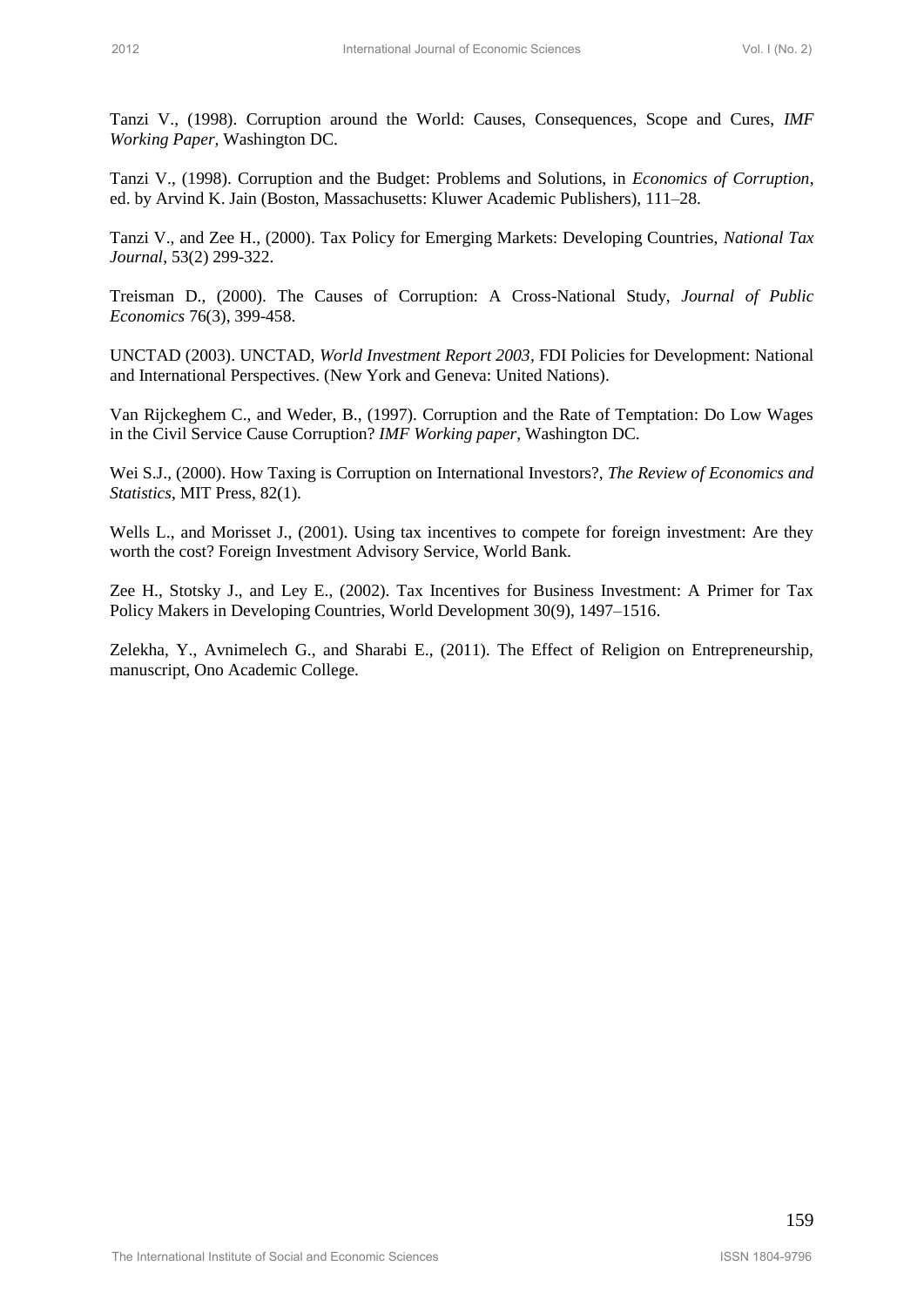Tanzi V., (1998). Corruption around the World: Causes, Consequences, Scope and Cures, *IMF Working Paper*, Washington DC.

Tanzi V., (1998). Corruption and the Budget: Problems and Solutions, in *Economics of Corruption*, ed. by Arvind K. Jain (Boston, Massachusetts: Kluwer Academic Publishers), 111–28.

Tanzi V., and Zee H., (2000). Tax Policy for Emerging Markets: Developing Countries, *National Tax Journal*, 53(2) 299-322.

Treisman D., (2000). The Causes of Corruption: A Cross-National Study, *Journal of Public Economics* 76(3), 399-458.

UNCTAD (2003). UNCTAD, *World Investment Report 2003*, FDI Policies for Development: National and International Perspectives. (New York and Geneva: United Nations).

Van Rijckeghem C., and Weder, B., (1997). Corruption and the Rate of Temptation: Do Low Wages in the Civil Service Cause Corruption? *IMF Working paper*, Washington DC.

Wei S.J., (2000). How Taxing is Corruption on International Investors?, *The Review of Economics and Statistics*, MIT Press, 82(1).

Wells L., and Morisset J., (2001). Using tax incentives to compete for foreign investment: Are they worth the cost? Foreign Investment Advisory Service, World Bank.

Zee H., Stotsky J., and Ley E., (2002). Tax Incentives for Business Investment: A Primer for Tax Policy Makers in Developing Countries, World Development 30(9), 1497–1516.

Zelekha, Y., Avnimelech G., and Sharabi E., (2011). The Effect of Religion on Entrepreneurship, manuscript, Ono Academic College.